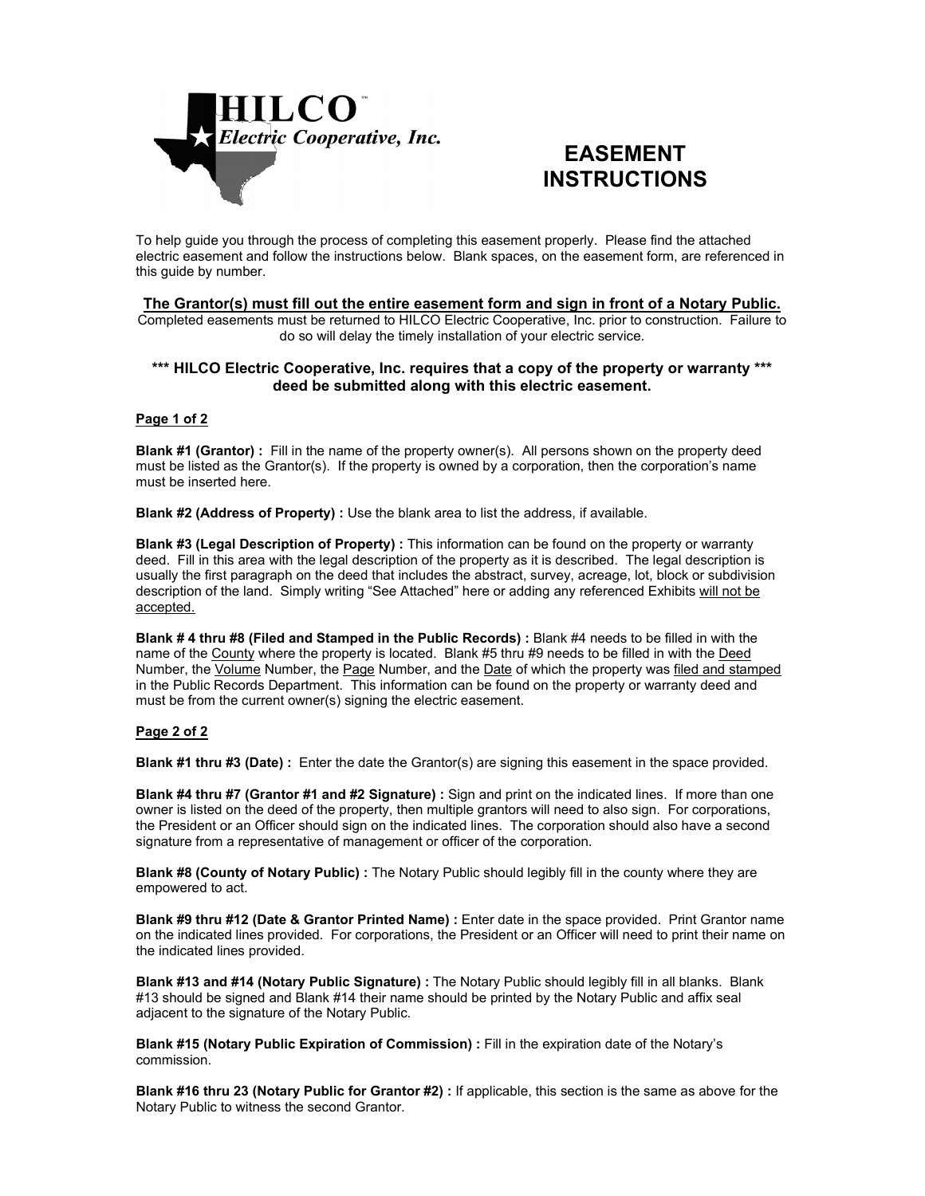HILCO™
*Electric Cooperative, Inc.*

# EASEMENT INSTRUCTIONS

To help guide you through the process of completing this easement properly. Please find the attached electric easement and follow the instructions below. Blank spaces, on the easement form, are referenced in this guide by number.

**The Grantor(s) must fill out the entire easement form and sign in front of a Notary Public.**

Completed easements must be returned to HILCO Electric Cooperative, Inc. prior to construction. Failure to do so will delay the timely installation of your electric service.

**\*\*\* HILCO Electric Cooperative, Inc. requires that a copy of the property or warranty \*\*\* deed be submitted along with this electric easement.**

## Page 1 of 2

**Blank #1 (Grantor) :** Fill in the name of the property owner(s). All persons shown on the property deed must be listed as the Grantor(s). If the property is owned by a corporation, then the corporation's name must be inserted here.

**Blank #2 (Address of Property) :** Use the blank area to list the address, if available.

**Blank #3 (Legal Description of Property) :** This information can be found on the property or warranty deed. Fill in this area with the legal description of the property as it is described. The legal description is usually the first paragraph on the deed that includes the abstract, survey, acreage, lot, block or subdivision description of the land. Simply writing "See Attached" here or adding any referenced Exhibits will not be accepted.

**Blank # 4 thru #8 (Filed and Stamped in the Public Records) :** Blank #4 needs to be filled in with the name of the County where the property is located. Blank #5 thru #9 needs to be filled in with the Deed Number, the Volume Number, the Page Number, and the Date of which the property was filed and stamped in the Public Records Department. This information can be found on the property or warranty deed and must be from the current owner(s) signing the electric easement.

## Page 2 of 2

**Blank #1 thru #3 (Date) :** Enter the date the Grantor(s) are signing this easement in the space provided.

**Blank #4 thru #7 (Grantor #1 and #2 Signature) :** Sign and print on the indicated lines. If more than one owner is listed on the deed of the property, then multiple grantors will need to also sign. For corporations, the President or an Officer should sign on the indicated lines. The corporation should also have a second signature from a representative of management or officer of the corporation.

**Blank #8 (County of Notary Public) :** The Notary Public should legibly fill in the county where they are empowered to act.

**Blank #9 thru #12 (Date & Grantor Printed Name) :** Enter date in the space provided. Print Grantor name on the indicated lines provided. For corporations, the President or an Officer will need to print their name on the indicated lines provided.

**Blank #13 and #14 (Notary Public Signature) :** The Notary Public should legibly fill in all blanks. Blank #13 should be signed and Blank #14 their name should be printed by the Notary Public and affix seal adjacent to the signature of the Notary Public.

**Blank #15 (Notary Public Expiration of Commission) :** Fill in the expiration date of the Notary's commission.

**Blank #16 thru 23 (Notary Public for Grantor #2) :** If applicable, this section is the same as above for the Notary Public to witness the second Grantor.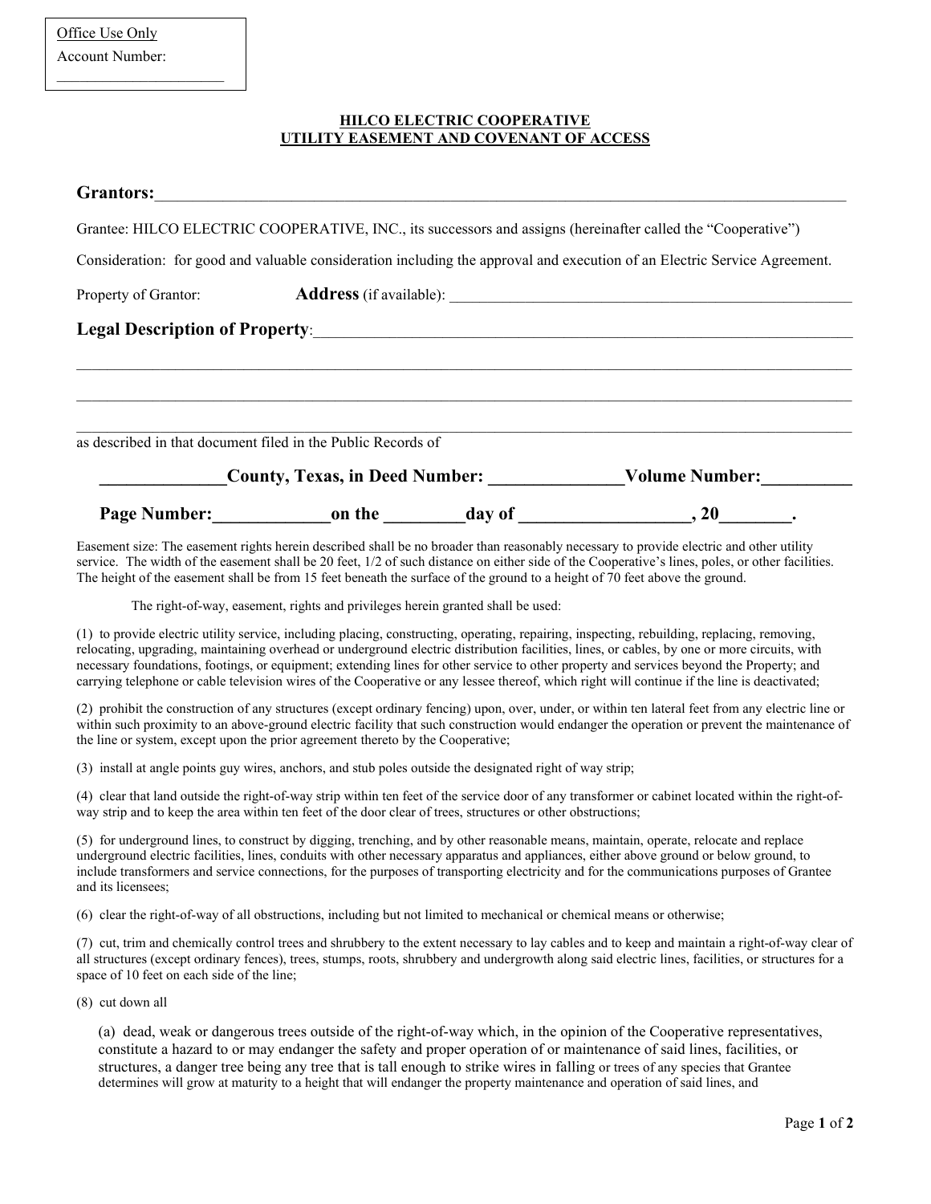Office Use Only
Account Number:
_____________________

**HILCO ELECTRIC COOPERATIVE**
**UTILITY EASEMENT AND COVENANT OF ACCESS**

**Grantors:**_________________________________________________________________________________

Grantee: HILCO ELECTRIC COOPERATIVE, INC., its successors and assigns (hereinafter called the "Cooperative")

Consideration: for good and valuable consideration including the approval and execution of an Electric Service Agreement.

Property of Grantor: **Address** (if available): ___________________________________________________

**Legal Description of Property**:_________________________________________________________________

_____________________________________________________________________________________________

_____________________________________________________________________________________________

_____________________________________________________________________________________________

as described in that document filed in the Public Records of

**_____________County, Texas, in Deed Number: ______________Volume Number:__________**

**Page Number:____________on the ________day of __________________, 20_______.**

Easement size: The easement rights herein described shall be no broader than reasonably necessary to provide electric and other utility service. The width of the easement shall be 20 feet, 1/2 of such distance on either side of the Cooperative's lines, poles, or other facilities. The height of the easement shall be from 15 feet beneath the surface of the ground to a height of 70 feet above the ground.

The right-of-way, easement, rights and privileges herein granted shall be used:

(1) to provide electric utility service, including placing, constructing, operating, repairing, inspecting, rebuilding, replacing, removing, relocating, upgrading, maintaining overhead or underground electric distribution facilities, lines, or cables, by one or more circuits, with necessary foundations, footings, or equipment; extending lines for other service to other property and services beyond the Property; and carrying telephone or cable television wires of the Cooperative or any lessee thereof, which right will continue if the line is deactivated;

(2) prohibit the construction of any structures (except ordinary fencing) upon, over, under, or within ten lateral feet from any electric line or within such proximity to an above-ground electric facility that such construction would endanger the operation or prevent the maintenance of the line or system, except upon the prior agreement thereto by the Cooperative;

(3) install at angle points guy wires, anchors, and stub poles outside the designated right of way strip;

(4) clear that land outside the right-of-way strip within ten feet of the service door of any transformer or cabinet located within the right-of-way strip and to keep the area within ten feet of the door clear of trees, structures or other obstructions;

(5) for underground lines, to construct by digging, trenching, and by other reasonable means, maintain, operate, relocate and replace underground electric facilities, lines, conduits with other necessary apparatus and appliances, either above ground or below ground, to include transformers and service connections, for the purposes of transporting electricity and for the communications purposes of Grantee and its licensees;

(6) clear the right-of-way of all obstructions, including but not limited to mechanical or chemical means or otherwise;

(7) cut, trim and chemically control trees and shrubbery to the extent necessary to lay cables and to keep and maintain a right-of-way clear of all structures (except ordinary fences), trees, stumps, roots, shrubbery and undergrowth along said electric lines, facilities, or structures for a space of 10 feet on each side of the line;

(8) cut down all

(a) dead, weak or dangerous trees outside of the right-of-way which, in the opinion of the Cooperative representatives, constitute a hazard to or may endanger the safety and proper operation of or maintenance of said lines, facilities, or structures, a danger tree being any tree that is tall enough to strike wires in falling or trees of any species that Grantee determines will grow at maturity to a height that will endanger the property maintenance and operation of said lines, and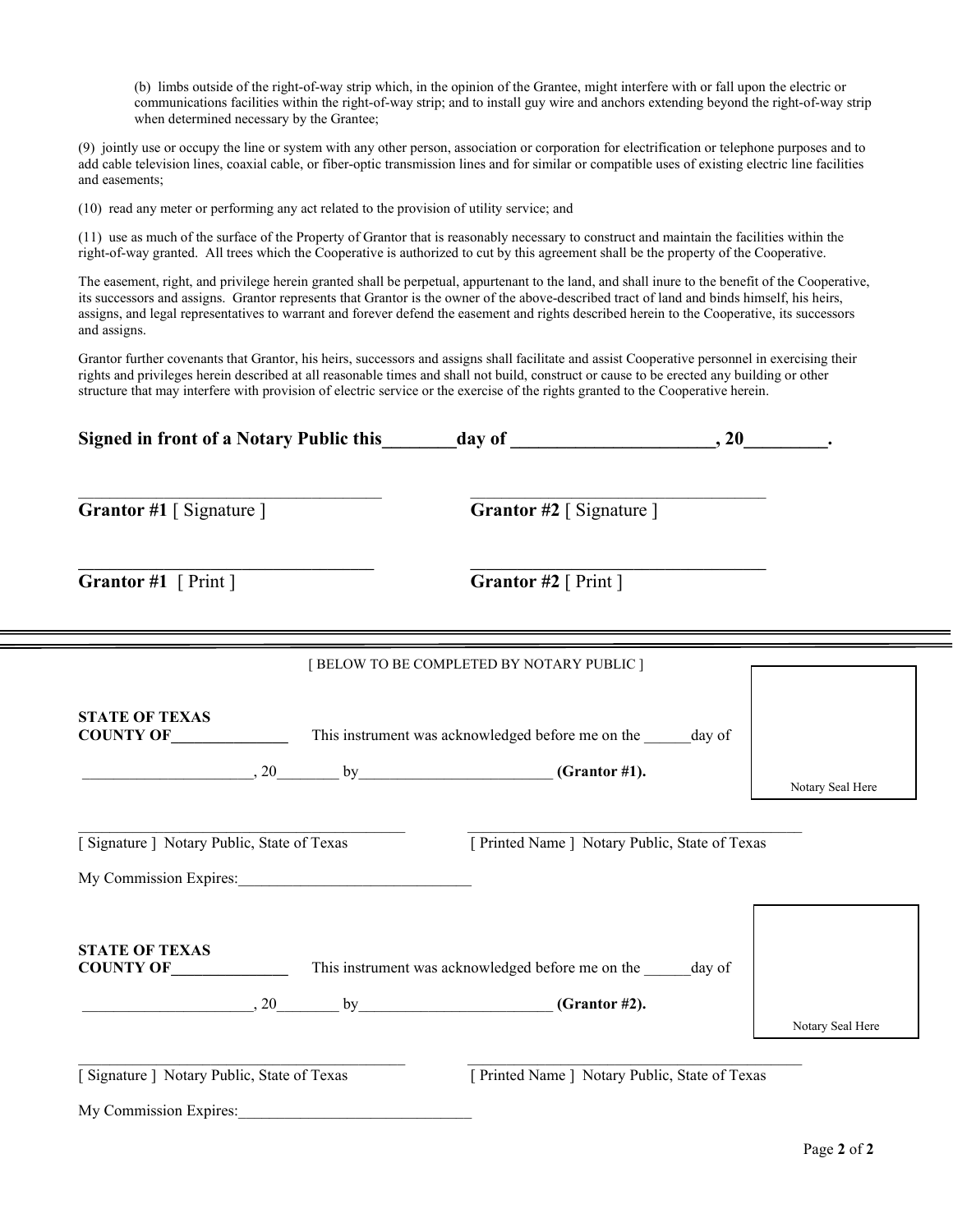(b) limbs outside of the right-of-way strip which, in the opinion of the Grantee, might interfere with or fall upon the electric or communications facilities within the right-of-way strip; and to install guy wire and anchors extending beyond the right-of-way strip when determined necessary by the Grantee;

(9) jointly use or occupy the line or system with any other person, association or corporation for electrification or telephone purposes and to add cable television lines, coaxial cable, or fiber-optic transmission lines and for similar or compatible uses of existing electric line facilities and easements;

(10) read any meter or performing any act related to the provision of utility service; and

(11) use as much of the surface of the Property of Grantor that is reasonably necessary to construct and maintain the facilities within the right-of-way granted. All trees which the Cooperative is authorized to cut by this agreement shall be the property of the Cooperative.

The easement, right, and privilege herein granted shall be perpetual, appurtenant to the land, and shall inure to the benefit of the Cooperative, its successors and assigns. Grantor represents that Grantor is the owner of the above-described tract of land and binds himself, his heirs, assigns, and legal representatives to warrant and forever defend the easement and rights described herein to the Cooperative, its successors and assigns.

Grantor further covenants that Grantor, his heirs, successors and assigns shall facilitate and assist Cooperative personnel in exercising their rights and privileges herein described at all reasonable times and shall not build, construct or cause to be erected any building or other structure that may interfere with provision of electric service or the exercise of the rights granted to the Cooperative herein.

**Signed in front of a Notary Public this________day of _______________________, 20_________.**

_________________________________ _________________________________

**Grantor #1** [ Signature ] **Grantor #2** [ Signature ]

_________________________________ _________________________________

**Grantor #1** [ Print ] **Grantor #2** [ Print ]

---

[ BELOW TO BE COMPLETED BY NOTARY PUBLIC ]

**STATE OF TEXAS**
**COUNTY OF_______________** This instrument was acknowledged before me on the ______day of

_______________________, 20________ by_________________________ **(Grantor #1).**

Notary Seal Here

_________________________________ _________________________________

[ Signature ] Notary Public, State of Texas [ Printed Name ] Notary Public, State of Texas

My Commission Expires:_______________________________

**STATE OF TEXAS**
**COUNTY OF_______________** This instrument was acknowledged before me on the ______day of

_______________________, 20________ by_________________________ **(Grantor #2).**

Notary Seal Here

_________________________________ _________________________________

[ Signature ] Notary Public, State of Texas [ Printed Name ] Notary Public, State of Texas

My Commission Expires:_______________________________